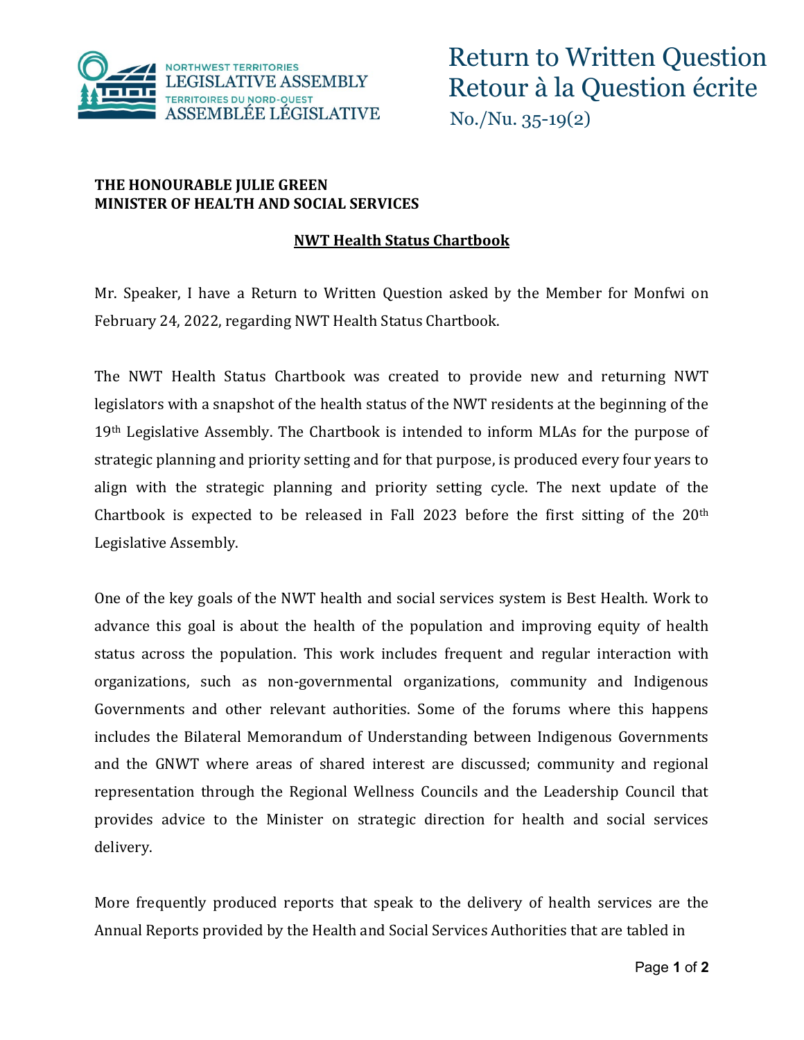# Return to Written Question
# Retour à la Question écrite

No./Nu. 35-19(2)

**THE HONOURABLE JULIE GREEN**
**MINISTER OF HEALTH AND SOCIAL SERVICES**

## NWT Health Status Chartbook

Mr. Speaker, I have a Return to Written Question asked by the Member for Monfwi on February 24, 2022, regarding NWT Health Status Chartbook.

The NWT Health Status Chartbook was created to provide new and returning NWT legislators with a snapshot of the health status of the NWT residents at the beginning of the 19th Legislative Assembly. The Chartbook is intended to inform MLAs for the purpose of strategic planning and priority setting and for that purpose, is produced every four years to align with the strategic planning and priority setting cycle. The next update of the Chartbook is expected to be released in Fall 2023 before the first sitting of the 20th Legislative Assembly.

One of the key goals of the NWT health and social services system is Best Health. Work to advance this goal is about the health of the population and improving equity of health status across the population. This work includes frequent and regular interaction with organizations, such as non-governmental organizations, community and Indigenous Governments and other relevant authorities. Some of the forums where this happens includes the Bilateral Memorandum of Understanding between Indigenous Governments and the GNWT where areas of shared interest are discussed; community and regional representation through the Regional Wellness Councils and the Leadership Council that provides advice to the Minister on strategic direction for health and social services delivery.

More frequently produced reports that speak to the delivery of health services are the Annual Reports provided by the Health and Social Services Authorities that are tabled in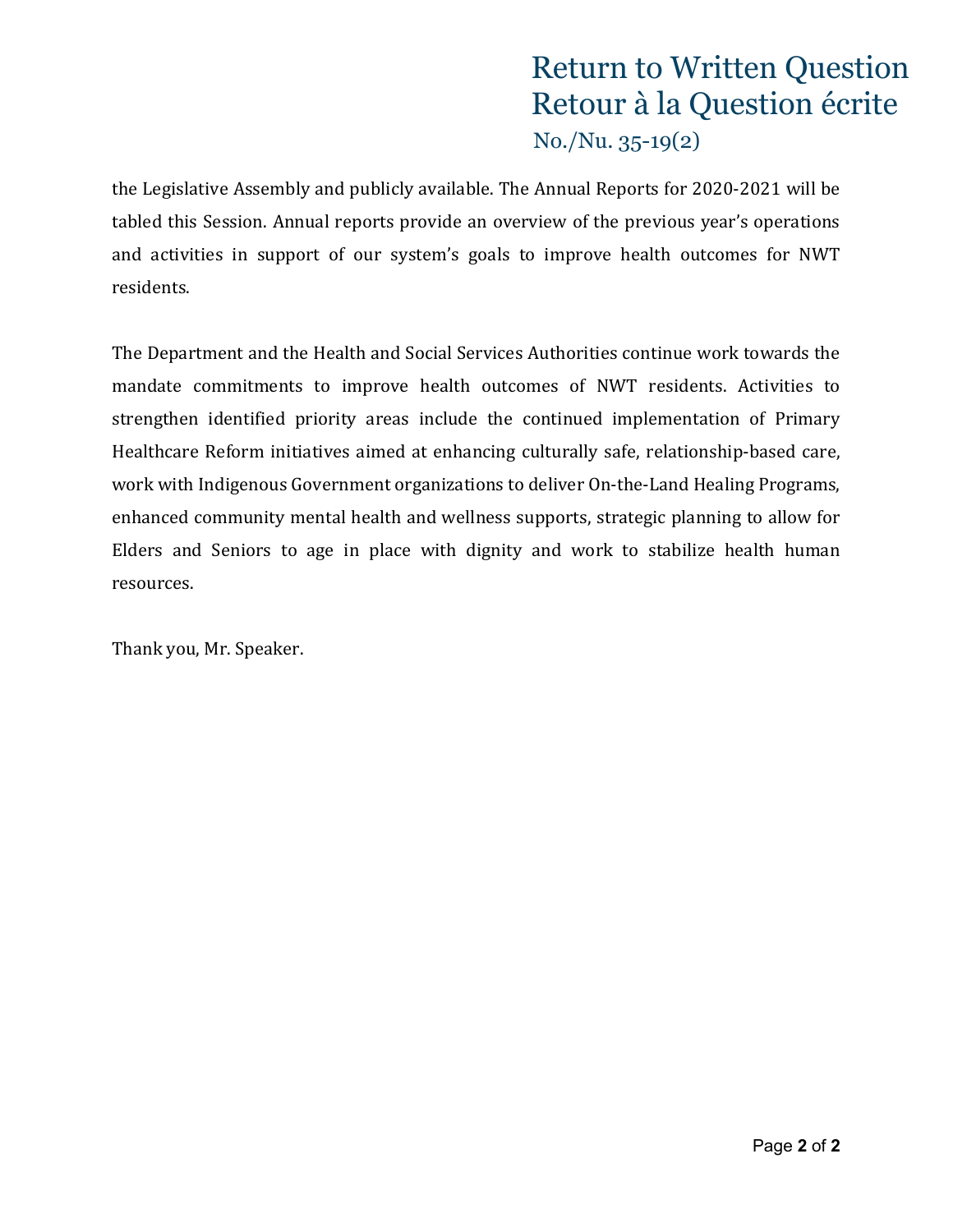the Legislative Assembly and publicly available. The Annual Reports for 2020-2021 will be tabled this Session. Annual reports provide an overview of the previous year's operations and activities in support of our system's goals to improve health outcomes for NWT residents.

The Department and the Health and Social Services Authorities continue work towards the mandate commitments to improve health outcomes of NWT residents. Activities to strengthen identified priority areas include the continued implementation of Primary Healthcare Reform initiatives aimed at enhancing culturally safe, relationship-based care, work with Indigenous Government organizations to deliver On-the-Land Healing Programs, enhanced community mental health and wellness supports, strategic planning to allow for Elders and Seniors to age in place with dignity and work to stabilize health human resources.

Thank you, Mr. Speaker.